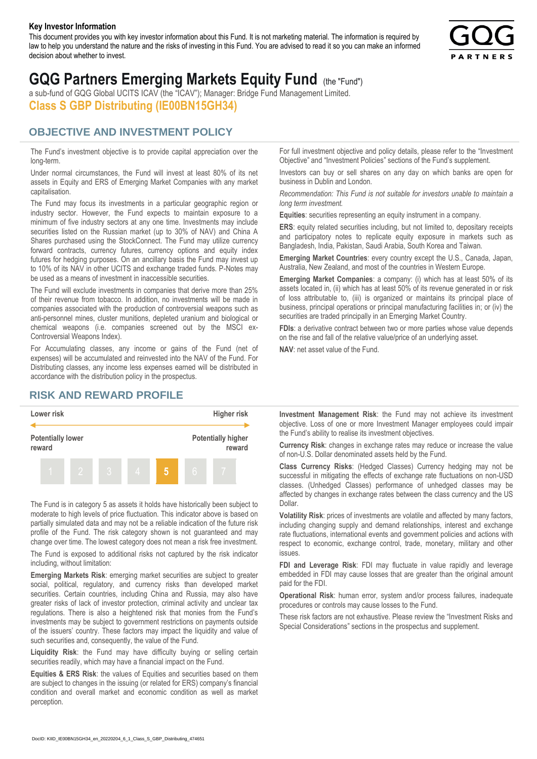**Key Investor Information**

This document provides you with key investor information about this Fund. It is not marketing material. The information is required by law to help you understand the nature and the risks of investing in this Fund. You are advised to read it so you can make an informed decision about whether to invest.

# GQG Partners Emerging Markets Equity Fund (the "Fund")

a sub-fund of GQG Global UCITS ICAV (the "ICAV"); Manager: Bridge Fund Management Limited.

## Class S GBP Distributing (IE00BN15GH34)

## OBJECTIVE AND INVESTMENT POLICY

The Fund's investment objective is to provide capital appreciation over the long-term.

Under normal circumstances, the Fund will invest at least 80% of its net assets in Equity and ERS of Emerging Market Companies with any market capitalisation.

The Fund may focus its investments in a particular geographic region or industry sector. However, the Fund expects to maintain exposure to a minimum of five industry sectors at any one time. Investments may include securities listed on the Russian market (up to 30% of NAV) and China A Shares purchased using the StockConnect. The Fund may utilize currency forward contracts, currency futures, currency options and equity index futures for hedging purposes. On an ancillary basis the Fund may invest up to 10% of its NAV in other UCITS and exchange traded funds. P-Notes may be used as a means of investment in inaccessible securities.

The Fund will exclude investments in companies that derive more than 25% of their revenue from tobacco. In addition, no investments will be made in companies associated with the production of controversial weapons such as anti-personnel mines, cluster munitions, depleted uranium and biological or chemical weapons (i.e. companies screened out by the MSCI ex-Controversial Weapons Index).

For Accumulating classes, any income or gains of the Fund (net of expenses) will be accumulated and reinvested into the NAV of the Fund. For Distributing classes, any income less expenses earned will be distributed in accordance with the distribution policy in the prospectus.

For full investment objective and policy details, please refer to the "Investment Objective" and "Investment Policies" sections of the Fund's supplement.

Investors can buy or sell shares on any day on which banks are open for business in Dublin and London.

*Recommendation: This Fund is not suitable for investors unable to maintain a long term investment.*

**Equities**: securities representing an equity instrument in a company.

**ERS**: equity related securities including, but not limited to, depositary receipts and participatory notes to replicate equity exposure in markets such as Bangladesh, India, Pakistan, Saudi Arabia, South Korea and Taiwan.

**Emerging Market Countries**: every country except the U.S., Canada, Japan, Australia, New Zealand, and most of the countries in Western Europe.

**Emerging Market Companies**: a company: (i) which has at least 50% of its assets located in, (ii) which has at least 50% of its revenue generated in or risk of loss attributable to, (iii) is organized or maintains its principal place of business, principal operations or principal manufacturing facilities in; or (iv) the securities are traded principally in an Emerging Market Country.

**FDIs**: a derivative contract between two or more parties whose value depends on the rise and fall of the relative value/price of an underlying asset.

**NAV**: net asset value of the Fund.

## RISK AND REWARD PROFILE

| Lower risk | | | | | | Higher risk |
|---|---|---|---|---|---|---|
| Potentially lower reward | | | | | | Potentially higher reward |
| 1 | 2 | 3 | 4 | **5** | 6 | 7 |

The Fund is in category 5 as assets it holds have historically been subject to moderate to high levels of price fluctuation. This indicator above is based on partially simulated data and may not be a reliable indication of the future risk profile of the Fund. The risk category shown is not guaranteed and may change over time. The lowest category does not mean a risk free investment.

The Fund is exposed to additional risks not captured by the risk indicator including, without limitation:

**Emerging Markets Risk**: emerging market securities are subject to greater social, political, regulatory, and currency risks than developed market securities. Certain countries, including China and Russia, may also have greater risks of lack of investor protection, criminal activity and unclear tax regulations. There is also a heightened risk that monies from the Fund's investments may be subject to government restrictions on payments outside of the issuers' country. These factors may impact the liquidity and value of such securities and, consequently, the value of the Fund.

**Liquidity Risk**: the Fund may have difficulty buying or selling certain securities readily, which may have a financial impact on the Fund.

**Equities & ERS Risk**: the values of Equities and securities based on them are subject to changes in the issuing (or related for ERS) company's financial condition and overall market and economic condition as well as market perception.

**Investment Management Risk**: the Fund may not achieve its investment objective. Loss of one or more Investment Manager employees could impair the Fund's ability to realise its investment objectives.

**Currency Risk**: changes in exchange rates may reduce or increase the value of non-U.S. Dollar denominated assets held by the Fund.

**Class Currency Risks**: (Hedged Classes) Currency hedging may not be successful in mitigating the effects of exchange rate fluctuations on non-USD classes. (Unhedged Classes) performance of unhedged classes may be affected by changes in exchange rates between the class currency and the US Dollar.

**Volatility Risk**: prices of investments are volatile and affected by many factors, including changing supply and demand relationships, interest and exchange rate fluctuations, international events and government policies and actions with respect to economic, exchange control, trade, monetary, military and other issues.

**FDI and Leverage Risk**: FDI may fluctuate in value rapidly and leverage embedded in FDI may cause losses that are greater than the original amount paid for the FDI.

**Operational Risk**: human error, system and/or process failures, inadequate procedures or controls may cause losses to the Fund.

These risk factors are not exhaustive. Please review the "Investment Risks and Special Considerations" sections in the prospectus and supplement.

DocID: KIID_IE00BN15GH34_en_20220204_6_1_Class_S_GBP_Distributing_474651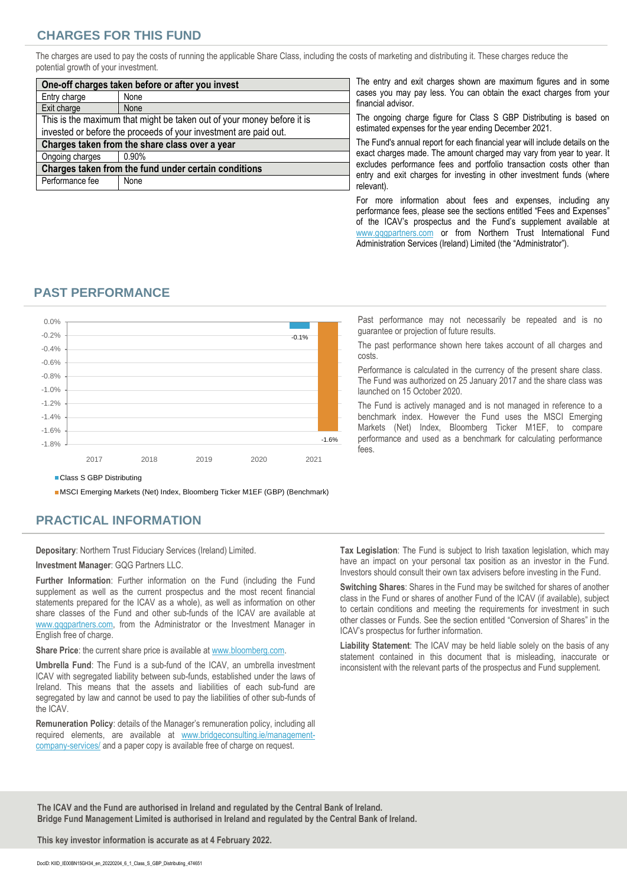## CHARGES FOR THIS FUND

The charges are used to pay the costs of running the applicable Share Class, including the costs of marketing and distributing it. These charges reduce the potential growth of your investment.

| One-off charges taken before or after you invest | |
|---|---|
| Entry charge | None |
| Exit charge | None |
| This is the maximum that might be taken out of your money before it is invested or before the proceeds of your investment are paid out. | |
| **Charges taken from the share class over a year** | |
| Ongoing charges | 0.90% |
| **Charges taken from the fund under certain conditions** | |
| Performance fee | None |

The entry and exit charges shown are maximum figures and in some cases you may pay less. You can obtain the exact charges from your financial advisor.

The ongoing charge figure for Class S GBP Distributing is based on estimated expenses for the year ending December 2021.

The Fund's annual report for each financial year will include details on the exact charges made. The amount charged may vary from year to year. It excludes performance fees and portfolio transaction costs other than entry and exit charges for investing in other investment funds (where relevant).

For more information about fees and expenses, including any performance fees, please see the sections entitled "Fees and Expenses" of the ICAV's prospectus and the Fund's supplement available at www.gqgpartners.com or from Northern Trust International Fund Administration Services (Ireland) Limited (the "Administrator").

## PAST PERFORMANCE

0.0%
-0.2%
-0.4%
-0.6%
-0.8%
-1.0%
-1.2%
-1.4%
-1.6%
-1.8%

2017 2018 2019 2020 2021

-0.1%
-1.6%

Class S GBP Distributing

MSCI Emerging Markets (Net) Index, Bloomberg Ticker M1EF (GBP) (Benchmark)

Past performance may not necessarily be repeated and is no guarantee or projection of future results.

The past performance shown here takes account of all charges and costs.

Performance is calculated in the currency of the present share class. The Fund was authorized on 25 January 2017 and the share class was launched on 15 October 2020.

The Fund is actively managed and is not managed in reference to a benchmark index. However the Fund uses the MSCI Emerging Markets (Net) Index, Bloomberg Ticker M1EF, to compare performance and used as a benchmark for calculating performance fees.

## PRACTICAL INFORMATION

**Depositary**: Northern Trust Fiduciary Services (Ireland) Limited.

**Investment Manager**: GQG Partners LLC.

**Further Information**: Further information on the Fund (including the Fund supplement as well as the current prospectus and the most recent financial statements prepared for the ICAV as a whole), as well as information on other share classes of the Fund and other sub-funds of the ICAV are available at www.gqgpartners.com, from the Administrator or the Investment Manager in English free of charge.

**Share Price**: the current share price is available at www.bloomberg.com.

**Umbrella Fund**: The Fund is a sub-fund of the ICAV, an umbrella investment ICAV with segregated liability between sub-funds, established under the laws of Ireland. This means that the assets and liabilities of each sub-fund are segregated by law and cannot be used to pay the liabilities of other sub-funds of the ICAV.

**Remuneration Policy**: details of the Manager's remuneration policy, including all required elements, are available at www.bridgeconsulting.ie/management-company-services/ and a paper copy is available free of charge on request.

**Tax Legislation**: The Fund is subject to Irish taxation legislation, which may have an impact on your personal tax position as an investor in the Fund. Investors should consult their own tax advisers before investing in the Fund.

**Switching Shares**: Shares in the Fund may be switched for shares of another class in the Fund or shares of another Fund of the ICAV (if available), subject to certain conditions and meeting the requirements for investment in such other classes or Funds. See the section entitled "Conversion of Shares" in the ICAV's prospectus for further information.

**Liability Statement**: The ICAV may be held liable solely on the basis of any statement contained in this document that is misleading, inaccurate or inconsistent with the relevant parts of the prospectus and Fund supplement.

**The ICAV and the Fund are authorised in Ireland and regulated by the Central Bank of Ireland.**
**Bridge Fund Management Limited is authorised in Ireland and regulated by the Central Bank of Ireland.**

**This key investor information is accurate as at 4 February 2022.**

DocID: KIID_IE00BN15GH34_en_20220204_6_1_Class_S_GBP_Distributing_474651